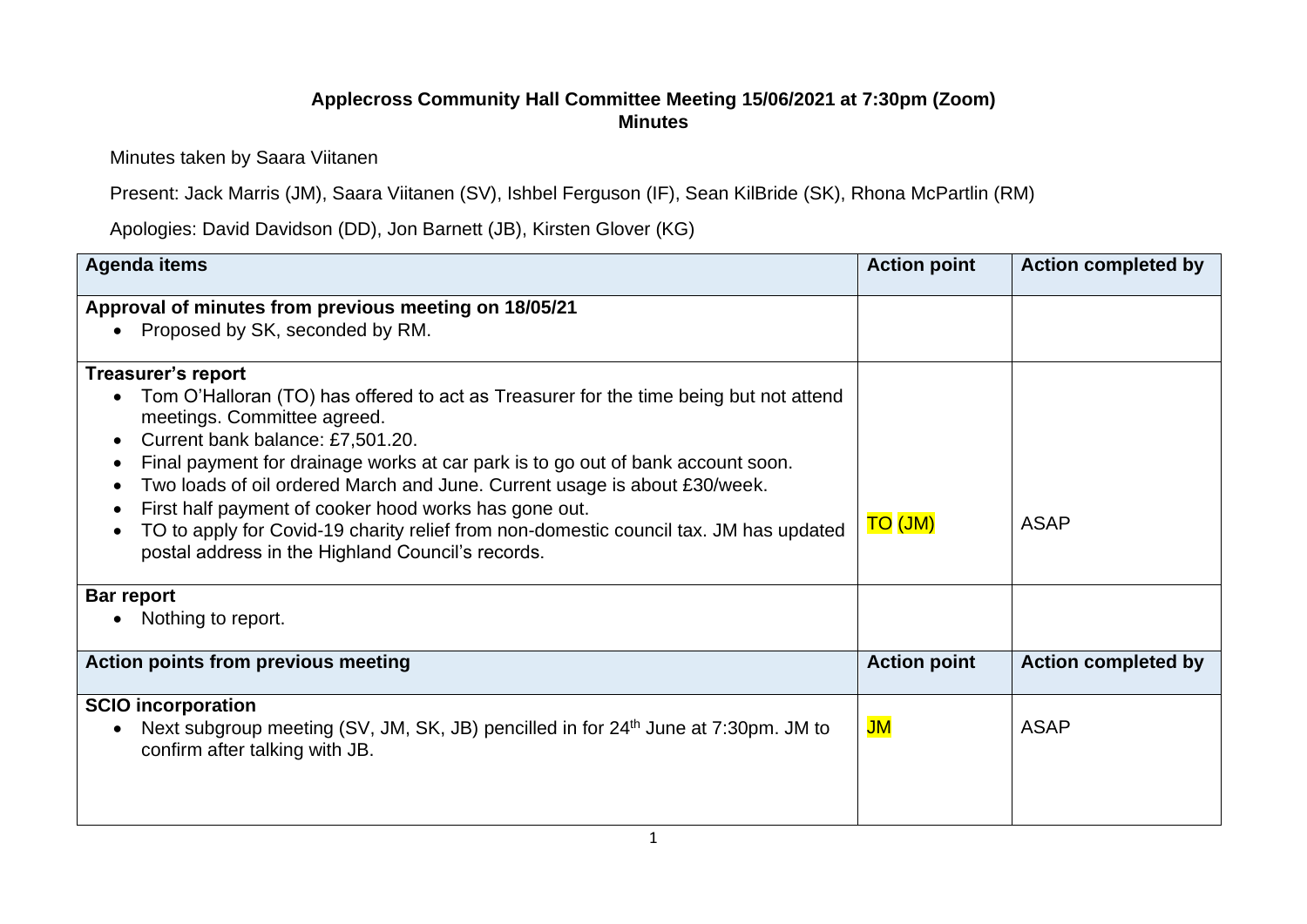**Applecross Community Hall Committee Meeting 15/06/2021 at 7:30pm (Zoom)**
**Minutes**

Minutes taken by Saara Viitanen

Present: Jack Marris (JM), Saara Viitanen (SV), Ishbel Ferguson (IF), Sean KilBride (SK), Rhona McPartlin (RM)

Apologies: David Davidson (DD), Jon Barnett (JB), Kirsten Glover (KG)

| Agenda items | Action point | Action completed by |
| --- | --- | --- |
| **Approval of minutes from previous meeting on 18/05/21**<br>• Proposed by SK, seconded by RM. | | |
| **Treasurer's report**<br>• Tom O'Halloran (TO) has offered to act as Treasurer for the time being but not attend meetings. Committee agreed.<br>• Current bank balance: £7,501.20.<br>• Final payment for drainage works at car park is to go out of bank account soon.<br>• Two loads of oil ordered March and June. Current usage is about £30/week.<br>• First half payment of cooker hood works has gone out.<br>• TO to apply for Covid-19 charity relief from non-domestic council tax. JM has updated postal address in the Highland Council's records. | TO (JM) | ASAP |
| **Bar report**<br>• Nothing to report. | | |
| **Action points from previous meeting** | **Action point** | **Action completed by** |
| **SCIO incorporation**<br>• Next subgroup meeting (SV, JM, SK, JB) pencilled in for 24th June at 7:30pm. JM to confirm after talking with JB. | JM | ASAP |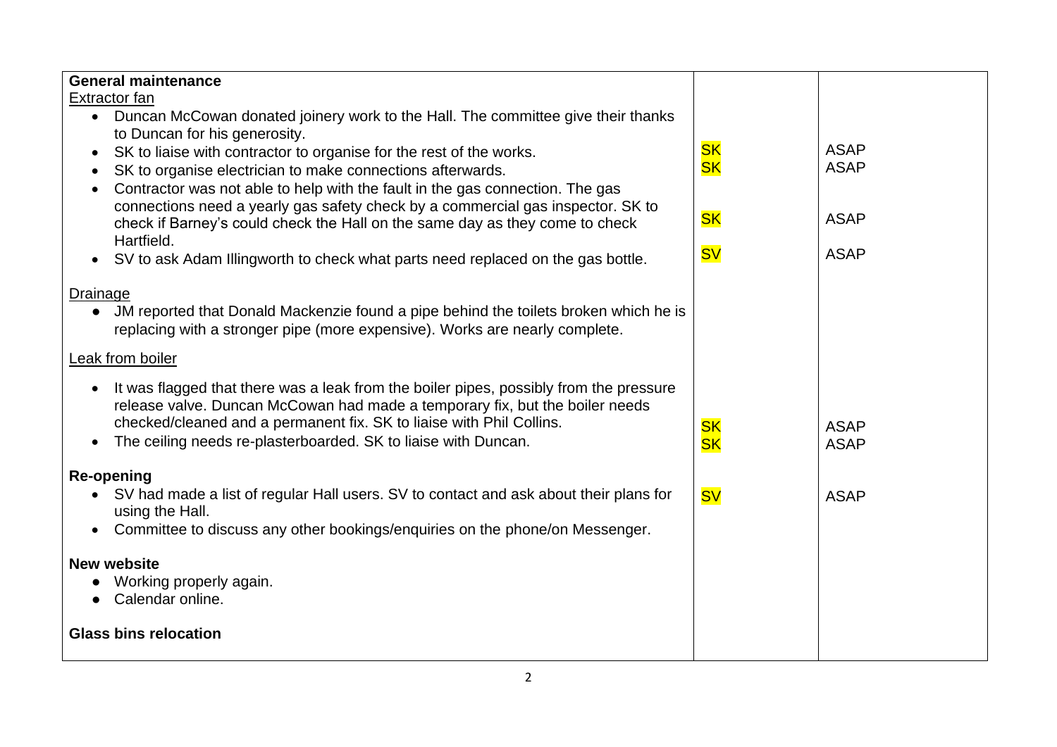| | | |
|---|---|---|
| **General maintenance**<br>Extractor fan<br>• Duncan McCowan donated joinery work to the Hall. The committee give their thanks to Duncan for his generosity.<br>• SK to liaise with contractor to organise for the rest of the works.<br>• SK to organise electrician to make connections afterwards.<br>• Contractor was not able to help with the fault in the gas connection. The gas connections need a yearly gas safety check by a commercial gas inspector. SK to check if Barney's could check the Hall on the same day as they come to check Hartfield.<br>• SV to ask Adam Illingworth to check what parts need replaced on the gas bottle. | <br><br><br><br>SK<br>SK<br><br><br>SK<br><br>SV | <br><br><br><br>ASAP<br>ASAP<br><br><br>ASAP<br><br>ASAP |
| Drainage<br>• JM reported that Donald Mackenzie found a pipe behind the toilets broken which he is replacing with a stronger pipe (more expensive). Works are nearly complete. | | |
| Leak from boiler<br>• It was flagged that there was a leak from the boiler pipes, possibly from the pressure release valve. Duncan McCowan had made a temporary fix, but the boiler needs checked/cleaned and a permanent fix. SK to liaise with Phil Collins.<br>• The ceiling needs re-plasterboarded. SK to liaise with Duncan. | <br><br><br>SK<br>SK | <br><br><br>ASAP<br>ASAP |
| **Re-opening**<br>• SV had made a list of regular Hall users. SV to contact and ask about their plans for using the Hall.<br>• Committee to discuss any other bookings/enquiries on the phone/on Messenger. | <br>SV | <br>ASAP |
| **New website**<br>• Working properly again.<br>• Calendar online. | | |
| **Glass bins relocation** | | |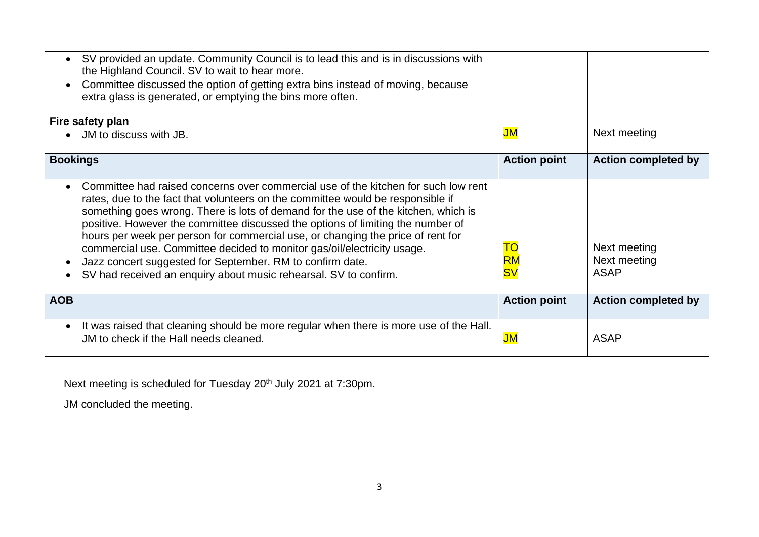| | | |
|---|---|---|
| • SV provided an update. Community Council is to lead this and is in discussions with the Highland Council. SV to wait to hear more.<br>• Committee discussed the option of getting extra bins instead of moving, because extra glass is generated, or emptying the bins more often.<br><br>**Fire safety plan**<br>• JM to discuss with JB. | JM | Next meeting |
| **Bookings** | **Action point** | **Action completed by** |
| • Committee had raised concerns over commercial use of the kitchen for such low rent rates, due to the fact that volunteers on the committee would be responsible if something goes wrong. There is lots of demand for the use of the kitchen, which is positive. However the committee discussed the options of limiting the number of hours per week per person for commercial use, or changing the price of rent for commercial use. Committee decided to monitor gas/oil/electricity usage.<br>• Jazz concert suggested for September. RM to confirm date.<br>• SV had received an enquiry about music rehearsal. SV to confirm. | TO<br>RM<br>SV | Next meeting<br>Next meeting<br>ASAP |
| **AOB** | **Action point** | **Action completed by** |
| • It was raised that cleaning should be more regular when there is more use of the Hall. JM to check if the Hall needs cleaned. | JM | ASAP |

Next meeting is scheduled for Tuesday 20th July 2021 at 7:30pm.

JM concluded the meeting.